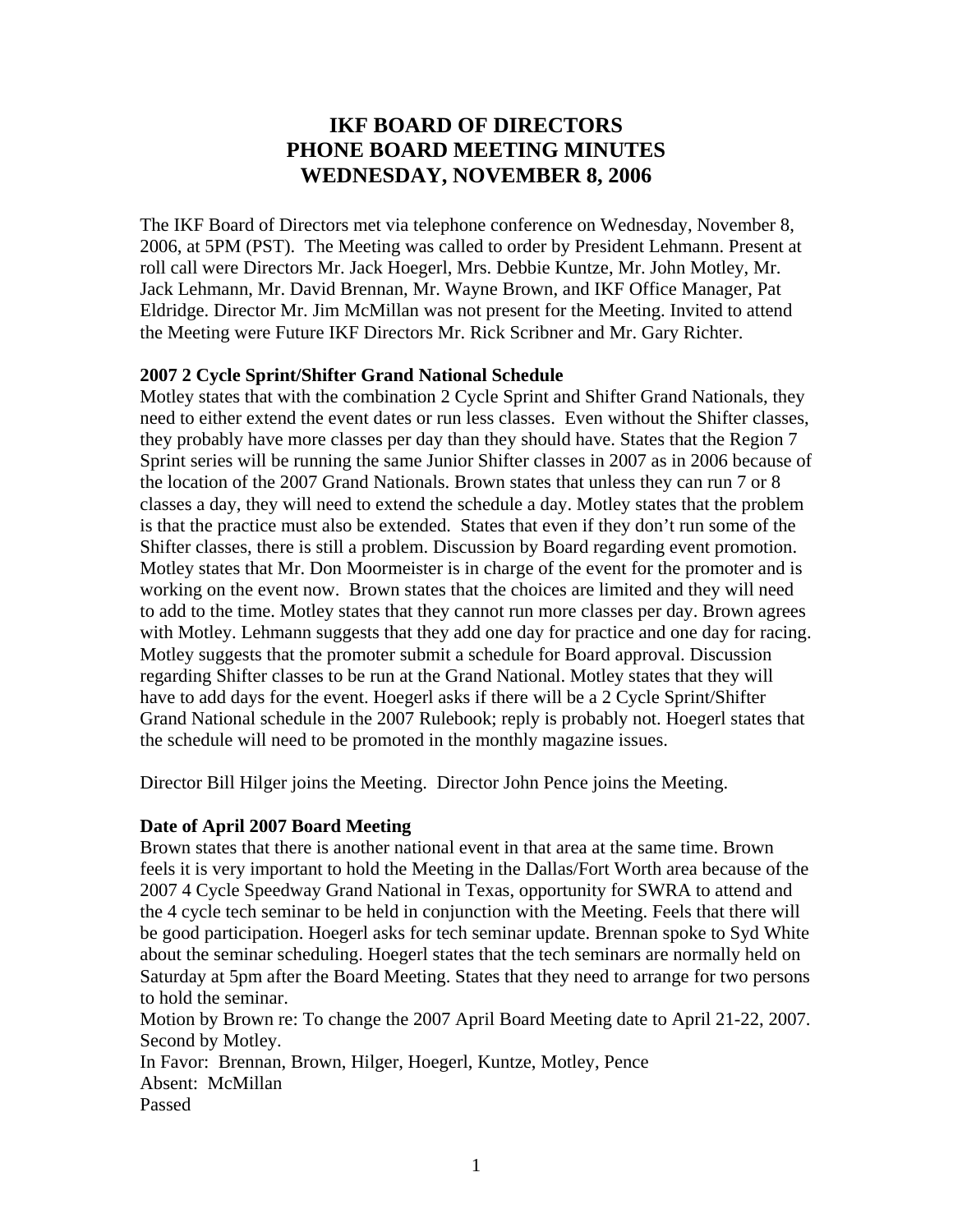# IKF BOARD OF DIRECTORS
# PHONE BOARD MEETING MINUTES
# WEDNESDAY, NOVEMBER 8, 2006

The IKF Board of Directors met via telephone conference on Wednesday, November 8, 2006, at 5PM (PST). The Meeting was called to order by President Lehmann. Present at roll call were Directors Mr. Jack Hoegerl, Mrs. Debbie Kuntze, Mr. John Motley, Mr. Jack Lehmann, Mr. David Brennan, Mr. Wayne Brown, and IKF Office Manager, Pat Eldridge. Director Mr. Jim McMillan was not present for the Meeting. Invited to attend the Meeting were Future IKF Directors Mr. Rick Scribner and Mr. Gary Richter.

**2007 2 Cycle Sprint/Shifter Grand National Schedule**

Motley states that with the combination 2 Cycle Sprint and Shifter Grand Nationals, they need to either extend the event dates or run less classes. Even without the Shifter classes, they probably have more classes per day than they should have. States that the Region 7 Sprint series will be running the same Junior Shifter classes in 2007 as in 2006 because of the location of the 2007 Grand Nationals. Brown states that unless they can run 7 or 8 classes a day, they will need to extend the schedule a day. Motley states that the problem is that the practice must also be extended. States that even if they don't run some of the Shifter classes, there is still a problem. Discussion by Board regarding event promotion. Motley states that Mr. Don Moormeister is in charge of the event for the promoter and is working on the event now. Brown states that the choices are limited and they will need to add to the time. Motley states that they cannot run more classes per day. Brown agrees with Motley. Lehmann suggests that they add one day for practice and one day for racing. Motley suggests that the promoter submit a schedule for Board approval. Discussion regarding Shifter classes to be run at the Grand National. Motley states that they will have to add days for the event. Hoegerl asks if there will be a 2 Cycle Sprint/Shifter Grand National schedule in the 2007 Rulebook; reply is probably not. Hoegerl states that the schedule will need to be promoted in the monthly magazine issues.

Director Bill Hilger joins the Meeting. Director John Pence joins the Meeting.

**Date of April 2007 Board Meeting**

Brown states that there is another national event in that area at the same time. Brown feels it is very important to hold the Meeting in the Dallas/Fort Worth area because of the 2007 4 Cycle Speedway Grand National in Texas, opportunity for SWRA to attend and the 4 cycle tech seminar to be held in conjunction with the Meeting. Feels that there will be good participation. Hoegerl asks for tech seminar update. Brennan spoke to Syd White about the seminar scheduling. Hoegerl states that the tech seminars are normally held on Saturday at 5pm after the Board Meeting. States that they need to arrange for two persons to hold the seminar.

Motion by Brown re: To change the 2007 April Board Meeting date to April 21-22, 2007.
Second by Motley.
In Favor: Brennan, Brown, Hilger, Hoegerl, Kuntze, Motley, Pence
Absent: McMillan
Passed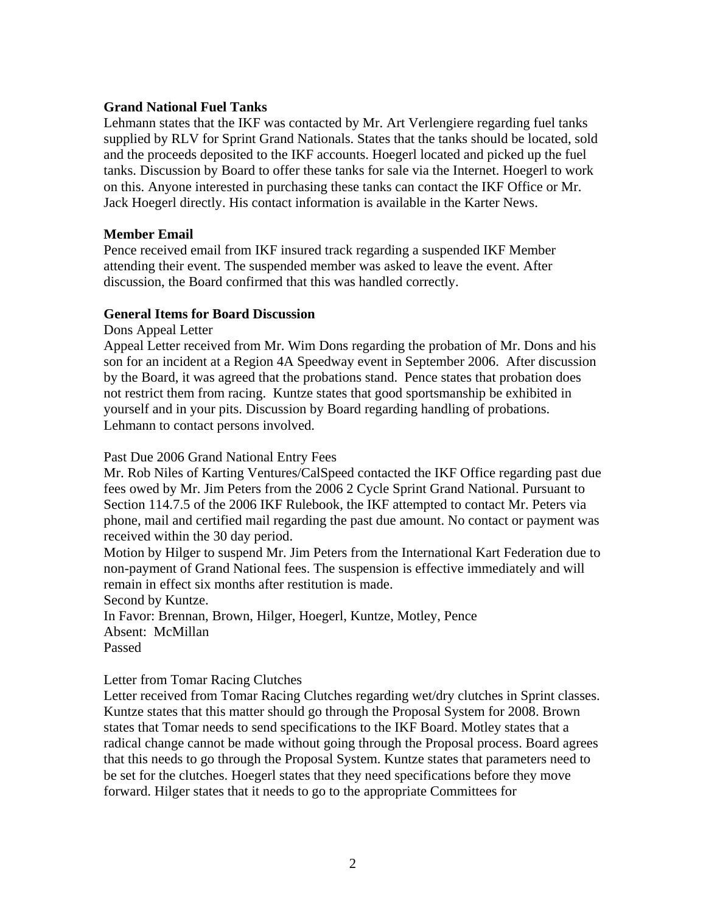**Grand National Fuel Tanks**

Lehmann states that the IKF was contacted by Mr. Art Verlengiere regarding fuel tanks supplied by RLV for Sprint Grand Nationals. States that the tanks should be located, sold and the proceeds deposited to the IKF accounts. Hoegerl located and picked up the fuel tanks. Discussion by Board to offer these tanks for sale via the Internet. Hoegerl to work on this. Anyone interested in purchasing these tanks can contact the IKF Office or Mr. Jack Hoegerl directly. His contact information is available in the Karter News.

**Member Email**

Pence received email from IKF insured track regarding a suspended IKF Member attending their event. The suspended member was asked to leave the event. After discussion, the Board confirmed that this was handled correctly.

**General Items for Board Discussion**

Dons Appeal Letter

Appeal Letter received from Mr. Wim Dons regarding the probation of Mr. Dons and his son for an incident at a Region 4A Speedway event in September 2006. After discussion by the Board, it was agreed that the probations stand. Pence states that probation does not restrict them from racing. Kuntze states that good sportsmanship be exhibited in yourself and in your pits. Discussion by Board regarding handling of probations. Lehmann to contact persons involved.

Past Due 2006 Grand National Entry Fees

Mr. Rob Niles of Karting Ventures/CalSpeed contacted the IKF Office regarding past due fees owed by Mr. Jim Peters from the 2006 2 Cycle Sprint Grand National. Pursuant to Section 114.7.5 of the 2006 IKF Rulebook, the IKF attempted to contact Mr. Peters via phone, mail and certified mail regarding the past due amount. No contact or payment was received within the 30 day period.

Motion by Hilger to suspend Mr. Jim Peters from the International Kart Federation due to non-payment of Grand National fees. The suspension is effective immediately and will remain in effect six months after restitution is made.

Second by Kuntze.

In Favor: Brennan, Brown, Hilger, Hoegerl, Kuntze, Motley, Pence

Absent: McMillan

Passed

Letter from Tomar Racing Clutches

Letter received from Tomar Racing Clutches regarding wet/dry clutches in Sprint classes. Kuntze states that this matter should go through the Proposal System for 2008. Brown states that Tomar needs to send specifications to the IKF Board. Motley states that a radical change cannot be made without going through the Proposal process. Board agrees that this needs to go through the Proposal System. Kuntze states that parameters need to be set for the clutches. Hoegerl states that they need specifications before they move forward. Hilger states that it needs to go to the appropriate Committees for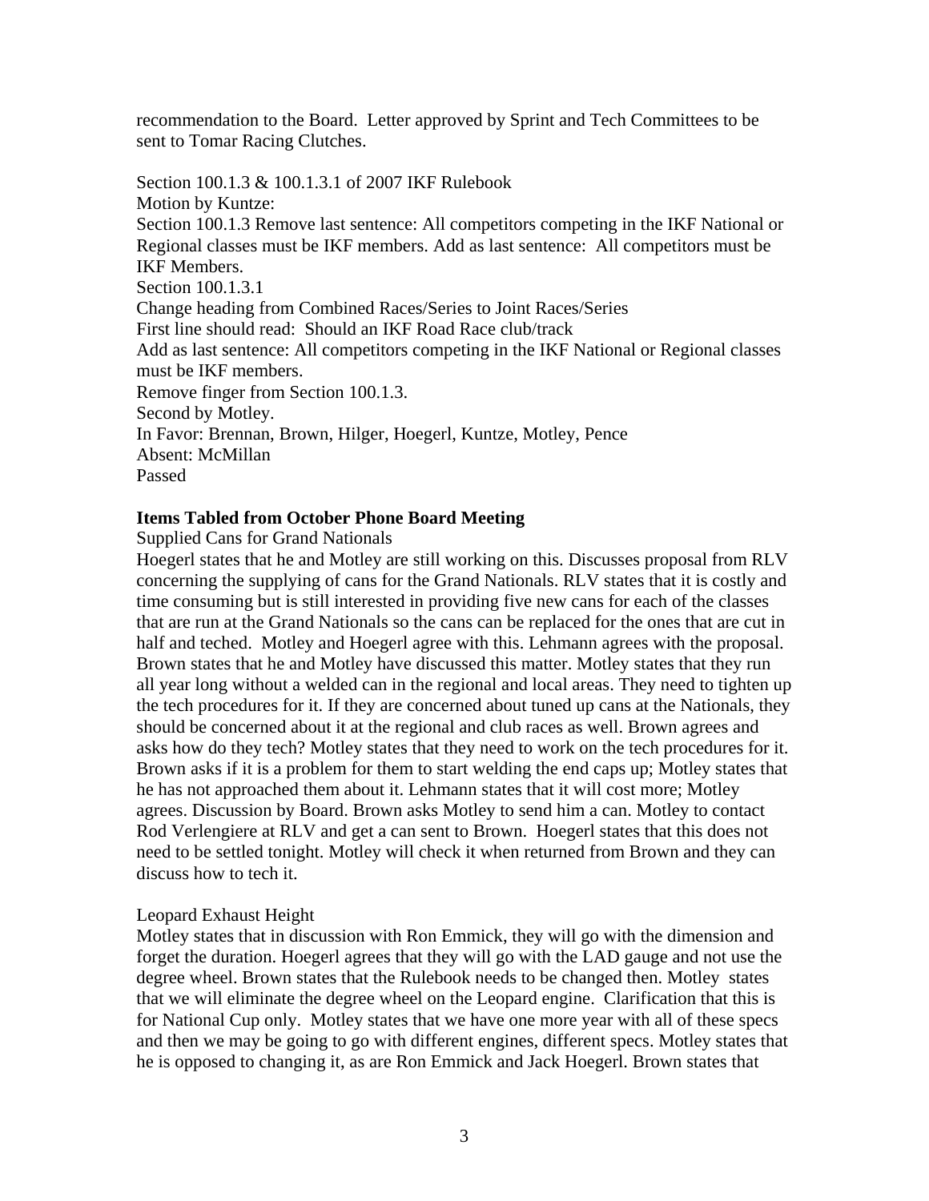recommendation to the Board. Letter approved by Sprint and Tech Committees to be sent to Tomar Racing Clutches.

Section 100.1.3 & 100.1.3.1 of 2007 IKF Rulebook
Motion by Kuntze:
Section 100.1.3 Remove last sentence: All competitors competing in the IKF National or Regional classes must be IKF members. Add as last sentence: All competitors must be IKF Members.
Section 100.1.3.1
Change heading from Combined Races/Series to Joint Races/Series
First line should read: Should an IKF Road Race club/track
Add as last sentence: All competitors competing in the IKF National or Regional classes must be IKF members.
Remove finger from Section 100.1.3.
Second by Motley.
In Favor: Brennan, Brown, Hilger, Hoegerl, Kuntze, Motley, Pence
Absent: McMillan
Passed

**Items Tabled from October Phone Board Meeting**

Supplied Cans for Grand Nationals
Hoegerl states that he and Motley are still working on this. Discusses proposal from RLV concerning the supplying of cans for the Grand Nationals. RLV states that it is costly and time consuming but is still interested in providing five new cans for each of the classes that are run at the Grand Nationals so the cans can be replaced for the ones that are cut in half and teched. Motley and Hoegerl agree with this. Lehmann agrees with the proposal. Brown states that he and Motley have discussed this matter. Motley states that they run all year long without a welded can in the regional and local areas. They need to tighten up the tech procedures for it. If they are concerned about tuned up cans at the Nationals, they should be concerned about it at the regional and club races as well. Brown agrees and asks how do they tech? Motley states that they need to work on the tech procedures for it. Brown asks if it is a problem for them to start welding the end caps up; Motley states that he has not approached them about it. Lehmann states that it will cost more; Motley agrees. Discussion by Board. Brown asks Motley to send him a can. Motley to contact Rod Verlengiere at RLV and get a can sent to Brown. Hoegerl states that this does not need to be settled tonight. Motley will check it when returned from Brown and they can discuss how to tech it.

Leopard Exhaust Height
Motley states that in discussion with Ron Emmick, they will go with the dimension and forget the duration. Hoegerl agrees that they will go with the LAD gauge and not use the degree wheel. Brown states that the Rulebook needs to be changed then. Motley states that we will eliminate the degree wheel on the Leopard engine. Clarification that this is for National Cup only. Motley states that we have one more year with all of these specs and then we may be going to go with different engines, different specs. Motley states that he is opposed to changing it, as are Ron Emmick and Jack Hoegerl. Brown states that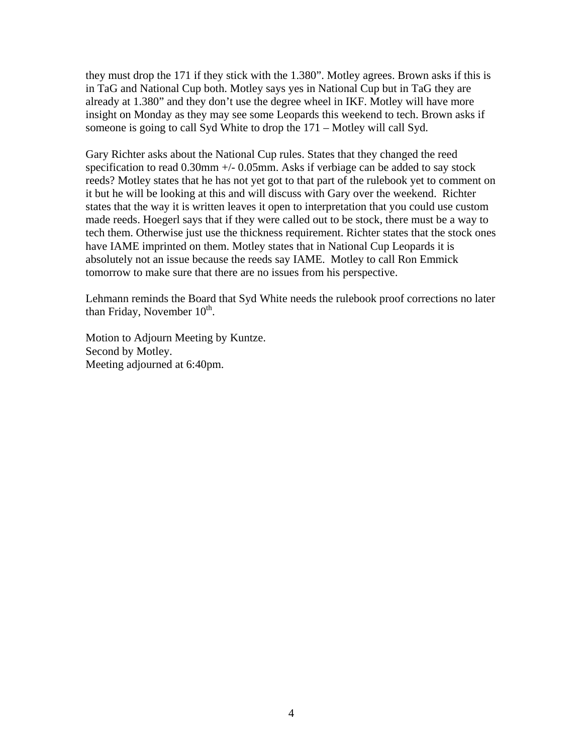they must drop the 171 if they stick with the 1.380". Motley agrees. Brown asks if this is in TaG and National Cup both. Motley says yes in National Cup but in TaG they are already at 1.380" and they don't use the degree wheel in IKF. Motley will have more insight on Monday as they may see some Leopards this weekend to tech. Brown asks if someone is going to call Syd White to drop the 171 – Motley will call Syd.

Gary Richter asks about the National Cup rules. States that they changed the reed specification to read 0.30mm +/- 0.05mm. Asks if verbiage can be added to say stock reeds? Motley states that he has not yet got to that part of the rulebook yet to comment on it but he will be looking at this and will discuss with Gary over the weekend. Richter states that the way it is written leaves it open to interpretation that you could use custom made reeds. Hoegerl says that if they were called out to be stock, there must be a way to tech them. Otherwise just use the thickness requirement. Richter states that the stock ones have IAME imprinted on them. Motley states that in National Cup Leopards it is absolutely not an issue because the reeds say IAME. Motley to call Ron Emmick tomorrow to make sure that there are no issues from his perspective.

Lehmann reminds the Board that Syd White needs the rulebook proof corrections no later than Friday, November 10th.

Motion to Adjourn Meeting by Kuntze.
Second by Motley.
Meeting adjourned at 6:40pm.